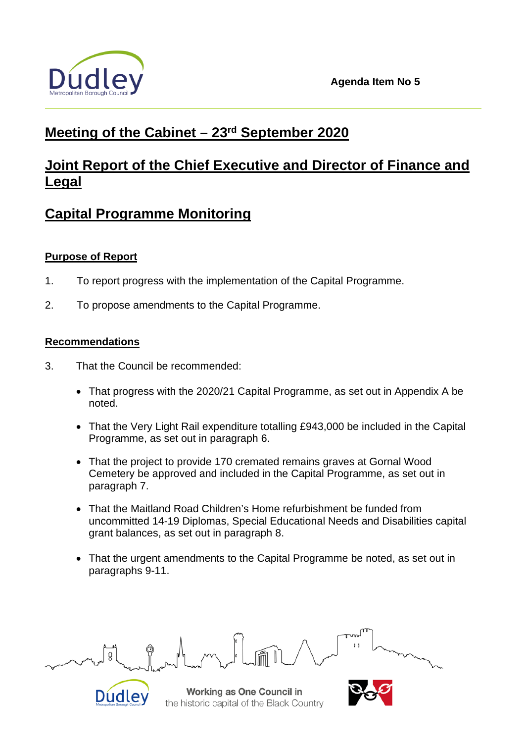Agenda Item No 5

# Meeting of the Cabinet – 23rd September 2020

# Joint Report of the Chief Executive and Director of Finance and Legal

# Capital Programme Monitoring

## Purpose of Report

1. To report progress with the implementation of the Capital Programme.

2. To propose amendments to the Capital Programme.

## Recommendations

3. That the Council be recommended:

   - That progress with the 2020/21 Capital Programme, as set out in Appendix A be noted.

   - That the Very Light Rail expenditure totalling £943,000 be included in the Capital Programme, as set out in paragraph 6.

   - That the project to provide 170 cremated remains graves at Gornal Wood Cemetery be approved and included in the Capital Programme, as set out in paragraph 7.

   - That the Maitland Road Children's Home refurbishment be funded from uncommitted 14-19 Diplomas, Special Educational Needs and Disabilities capital grant balances, as set out in paragraph 8.

   - That the urgent amendments to the Capital Programme be noted, as set out in paragraphs 9-11.

Working as One Council in the historic capital of the Black Country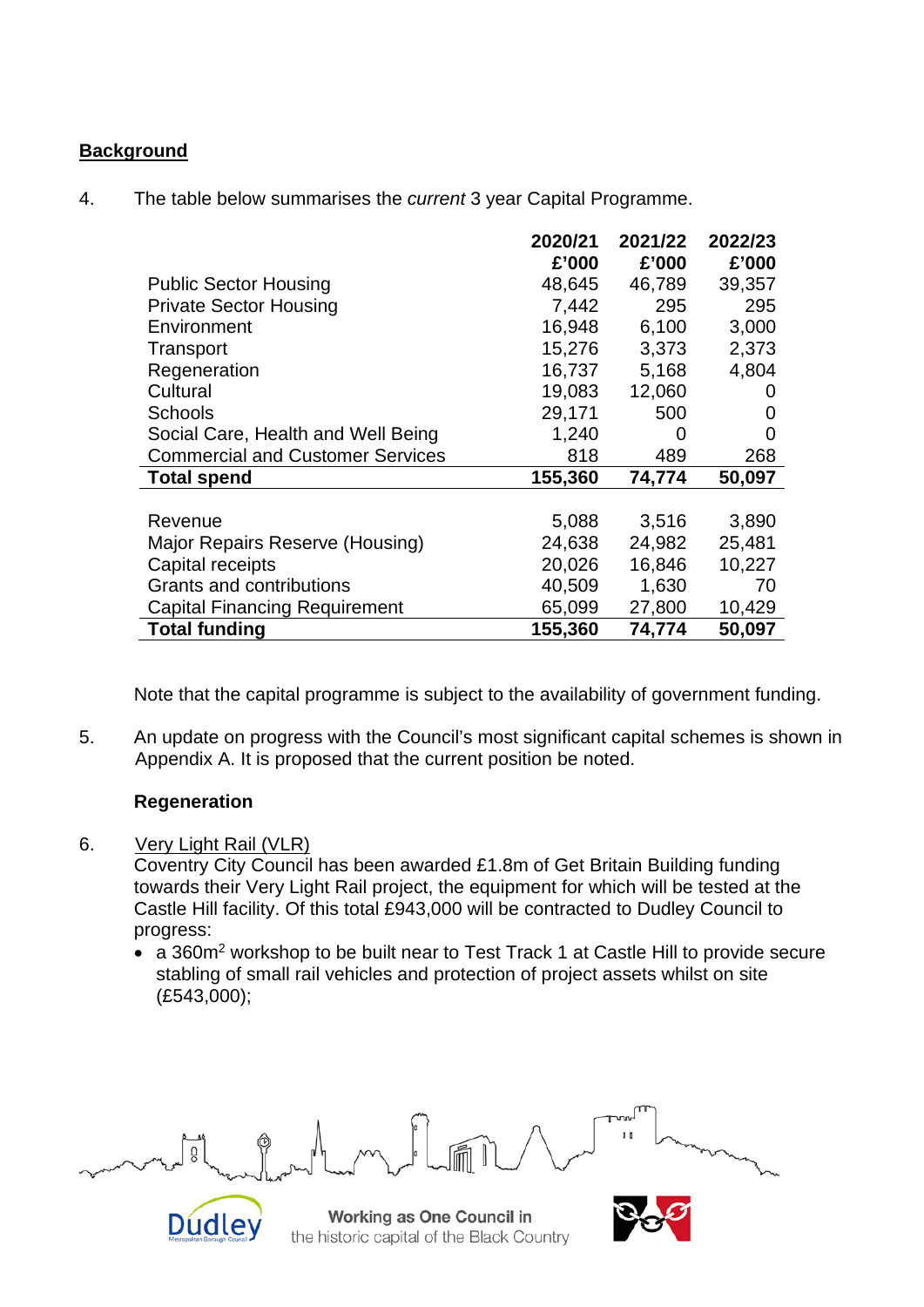## Background

4. The table below summarises the *current* 3 year Capital Programme.

| | 2020/21 £'000 | 2021/22 £'000 | 2022/23 £'000 |
|---|---|---|---|
| Public Sector Housing | 48,645 | 46,789 | 39,357 |
| Private Sector Housing | 7,442 | 295 | 295 |
| Environment | 16,948 | 6,100 | 3,000 |
| Transport | 15,276 | 3,373 | 2,373 |
| Regeneration | 16,737 | 5,168 | 4,804 |
| Cultural | 19,083 | 12,060 | 0 |
| Schools | 29,171 | 500 | 0 |
| Social Care, Health and Well Being | 1,240 | 0 | 0 |
| Commercial and Customer Services | 818 | 489 | 268 |
| **Total spend** | **155,360** | **74,774** | **50,097** |
| | | | |
| Revenue | 5,088 | 3,516 | 3,890 |
| Major Repairs Reserve (Housing) | 24,638 | 24,982 | 25,481 |
| Capital receipts | 20,026 | 16,846 | 10,227 |
| Grants and contributions | 40,509 | 1,630 | 70 |
| Capital Financing Requirement | 65,099 | 27,800 | 10,429 |
| **Total funding** | **155,360** | **74,774** | **50,097** |

Note that the capital programme is subject to the availability of government funding.

5. An update on progress with the Council's most significant capital schemes is shown in Appendix A. It is proposed that the current position be noted.

**Regeneration**

6. Very Light Rail (VLR)
Coventry City Council has been awarded £1.8m of Get Britain Building funding towards their Very Light Rail project, the equipment for which will be tested at the Castle Hill facility. Of this total £943,000 will be contracted to Dudley Council to progress:

- a 360m$^2$ workshop to be built near to Test Track 1 at Castle Hill to provide secure stabling of small rail vehicles and protection of project assets whilst on site (£543,000);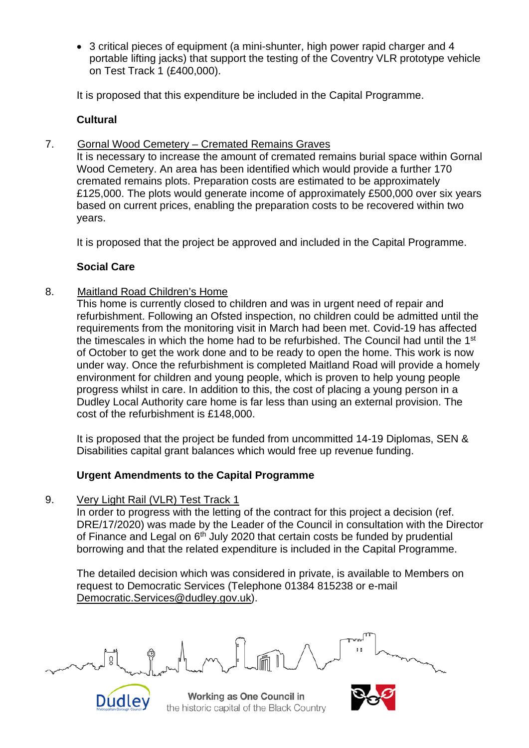- 3 critical pieces of equipment (a mini-shunter, high power rapid charger and 4 portable lifting jacks) that support the testing of the Coventry VLR prototype vehicle on Test Track 1 (£400,000).

It is proposed that this expenditure be included in the Capital Programme.

**Cultural**

7. Gornal Wood Cemetery – Cremated Remains Graves

It is necessary to increase the amount of cremated remains burial space within Gornal Wood Cemetery. An area has been identified which would provide a further 170 cremated remains plots. Preparation costs are estimated to be approximately £125,000. The plots would generate income of approximately £500,000 over six years based on current prices, enabling the preparation costs to be recovered within two years.

It is proposed that the project be approved and included in the Capital Programme.

**Social Care**

8. Maitland Road Children's Home

This home is currently closed to children and was in urgent need of repair and refurbishment. Following an Ofsted inspection, no children could be admitted until the requirements from the monitoring visit in March had been met. Covid-19 has affected the timescales in which the home had to be refurbished. The Council had until the 1st of October to get the work done and to be ready to open the home. This work is now under way. Once the refurbishment is completed Maitland Road will provide a homely environment for children and young people, which is proven to help young people progress whilst in care. In addition to this, the cost of placing a young person in a Dudley Local Authority care home is far less than using an external provision. The cost of the refurbishment is £148,000.

It is proposed that the project be funded from uncommitted 14-19 Diplomas, SEN & Disabilities capital grant balances which would free up revenue funding.

**Urgent Amendments to the Capital Programme**

9. Very Light Rail (VLR) Test Track 1

In order to progress with the letting of the contract for this project a decision (ref. DRE/17/2020) was made by the Leader of the Council in consultation with the Director of Finance and Legal on 6th July 2020 that certain costs be funded by prudential borrowing and that the related expenditure is included in the Capital Programme.

The detailed decision which was considered in private, is available to Members on request to Democratic Services (Telephone 01384 815238 or e-mail Democratic.Services@dudley.gov.uk).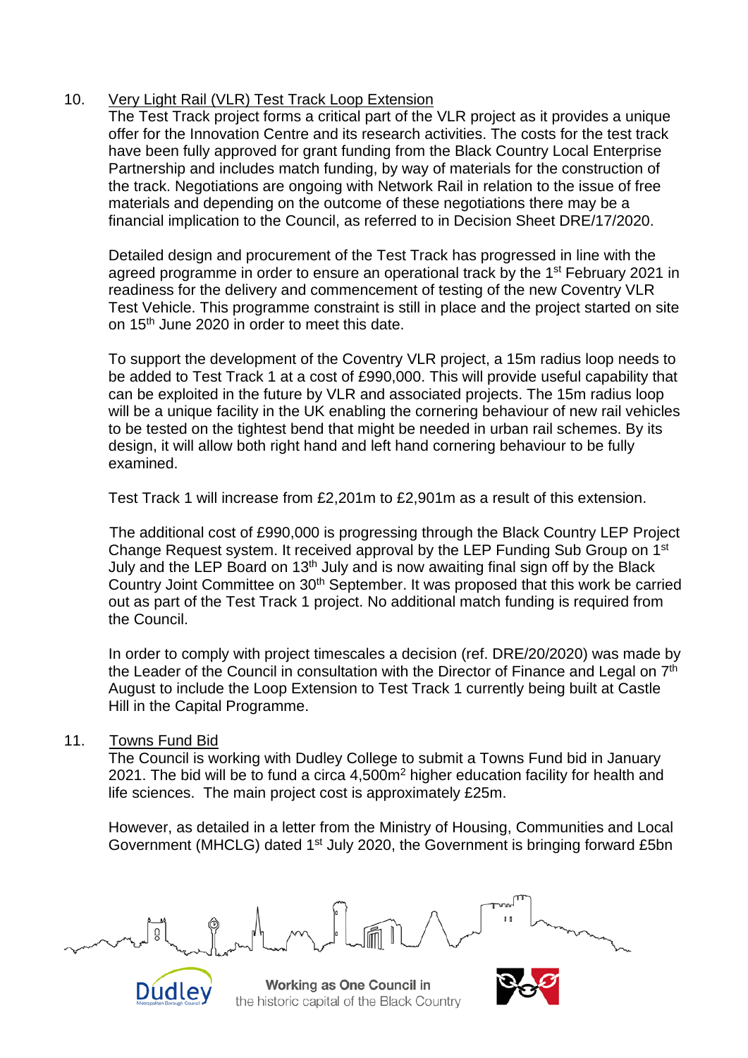10. <u>Very Light Rail (VLR) Test Track Loop Extension</u>

    The Test Track project forms a critical part of the VLR project as it provides a unique offer for the Innovation Centre and its research activities. The costs for the test track have been fully approved for grant funding from the Black Country Local Enterprise Partnership and includes match funding, by way of materials for the construction of the track. Negotiations are ongoing with Network Rail in relation to the issue of free materials and depending on the outcome of these negotiations there may be a financial implication to the Council, as referred to in Decision Sheet DRE/17/2020.

    Detailed design and procurement of the Test Track has progressed in line with the agreed programme in order to ensure an operational track by the 1st February 2021 in readiness for the delivery and commencement of testing of the new Coventry VLR Test Vehicle. This programme constraint is still in place and the project started on site on 15th June 2020 in order to meet this date.

    To support the development of the Coventry VLR project, a 15m radius loop needs to be added to Test Track 1 at a cost of £990,000. This will provide useful capability that can be exploited in the future by VLR and associated projects. The 15m radius loop will be a unique facility in the UK enabling the cornering behaviour of new rail vehicles to be tested on the tightest bend that might be needed in urban rail schemes. By its design, it will allow both right hand and left hand cornering behaviour to be fully examined.

    Test Track 1 will increase from £2,201m to £2,901m as a result of this extension.

    The additional cost of £990,000 is progressing through the Black Country LEP Project Change Request system. It received approval by the LEP Funding Sub Group on 1st July and the LEP Board on 13th July and is now awaiting final sign off by the Black Country Joint Committee on 30th September. It was proposed that this work be carried out as part of the Test Track 1 project. No additional match funding is required from the Council.

    In order to comply with project timescales a decision (ref. DRE/20/2020) was made by the Leader of the Council in consultation with the Director of Finance and Legal on 7th August to include the Loop Extension to Test Track 1 currently being built at Castle Hill in the Capital Programme.

11. <u>Towns Fund Bid</u>

    The Council is working with Dudley College to submit a Towns Fund bid in January 2021. The bid will be to fund a circa 4,500m$^2$ higher education facility for health and life sciences. The main project cost is approximately £25m.

    However, as detailed in a letter from the Ministry of Housing, Communities and Local Government (MHCLG) dated 1st July 2020, the Government is bringing forward £5bn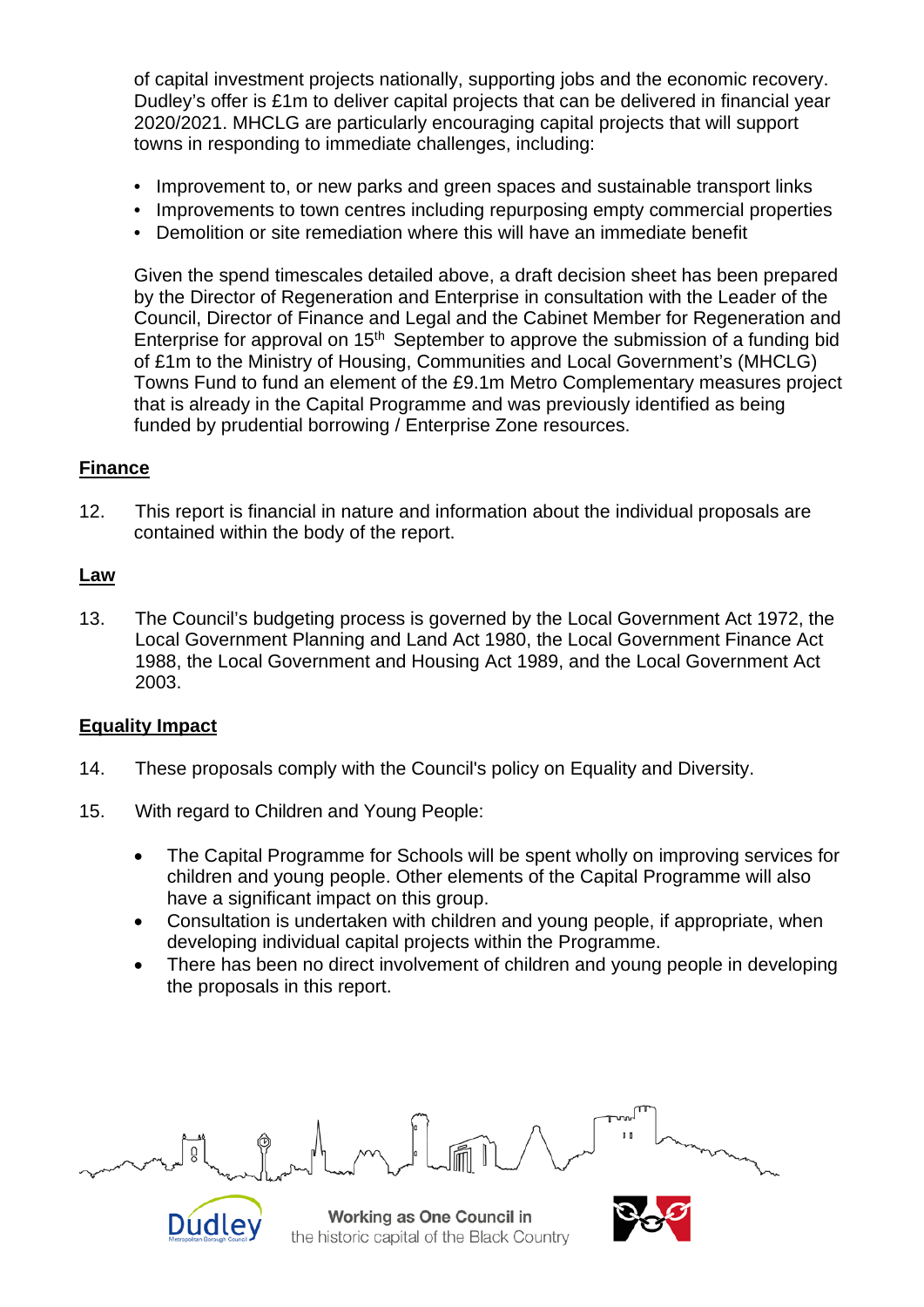of capital investment projects nationally, supporting jobs and the economic recovery. Dudley's offer is £1m to deliver capital projects that can be delivered in financial year 2020/2021. MHCLG are particularly encouraging capital projects that will support towns in responding to immediate challenges, including:

- Improvement to, or new parks and green spaces and sustainable transport links
- Improvements to town centres including repurposing empty commercial properties
- Demolition or site remediation where this will have an immediate benefit

Given the spend timescales detailed above, a draft decision sheet has been prepared by the Director of Regeneration and Enterprise in consultation with the Leader of the Council, Director of Finance and Legal and the Cabinet Member for Regeneration and Enterprise for approval on 15th September to approve the submission of a funding bid of £1m to the Ministry of Housing, Communities and Local Government's (MHCLG) Towns Fund to fund an element of the £9.1m Metro Complementary measures project that is already in the Capital Programme and was previously identified as being funded by prudential borrowing / Enterprise Zone resources.

## Finance

12. This report is financial in nature and information about the individual proposals are contained within the body of the report.

## Law

13. The Council's budgeting process is governed by the Local Government Act 1972, the Local Government Planning and Land Act 1980, the Local Government Finance Act 1988, the Local Government and Housing Act 1989, and the Local Government Act 2003.

## Equality Impact

14. These proposals comply with the Council's policy on Equality and Diversity.

15. With regard to Children and Young People:

    - The Capital Programme for Schools will be spent wholly on improving services for children and young people. Other elements of the Capital Programme will also have a significant impact on this group.
    - Consultation is undertaken with children and young people, if appropriate, when developing individual capital projects within the Programme.
    - There has been no direct involvement of children and young people in developing the proposals in this report.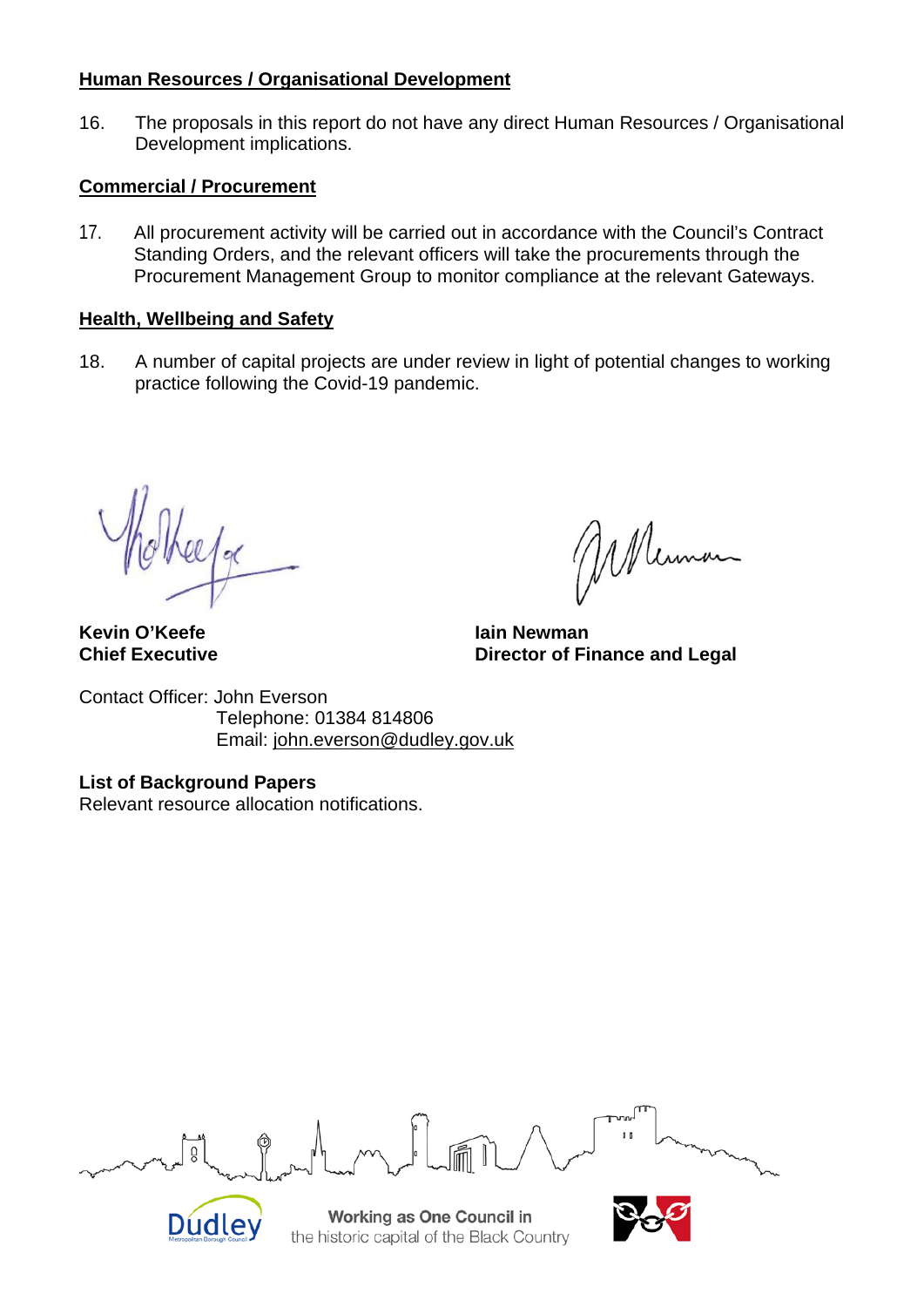**Human Resources / Organisational Development**

16. The proposals in this report do not have any direct Human Resources / Organisational Development implications.

**Commercial / Procurement**

17. All procurement activity will be carried out in accordance with the Council's Contract Standing Orders, and the relevant officers will take the procurements through the Procurement Management Group to monitor compliance at the relevant Gateways.

**Health, Wellbeing and Safety**

18. A number of capital projects are under review in light of potential changes to working practice following the Covid-19 pandemic.

**Kevin O'Keefe**
**Chief Executive**

**Iain Newman**
**Director of Finance and Legal**

Contact Officer: John Everson
Telephone: 01384 814806
Email: john.everson@dudley.gov.uk

**List of Background Papers**
Relevant resource allocation notifications.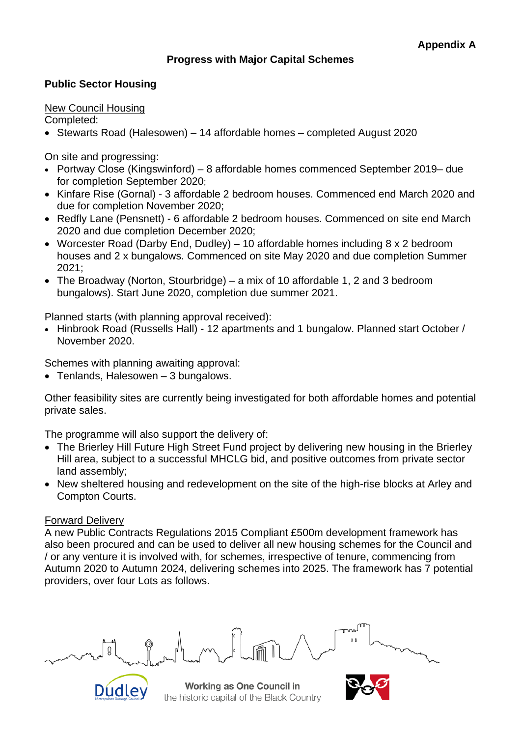**Appendix A**

## Progress with Major Capital Schemes

### Public Sector Housing

New Council Housing

Completed:

- Stewarts Road (Halesowen) – 14 affordable homes – completed August 2020

On site and progressing:

- Portway Close (Kingswinford) – 8 affordable homes commenced September 2019– due for completion September 2020;
- Kinfare Rise (Gornal) - 3 affordable 2 bedroom houses. Commenced end March 2020 and due for completion November 2020;
- Redfly Lane (Pensnett) - 6 affordable 2 bedroom houses. Commenced on site end March 2020 and due completion December 2020;
- Worcester Road (Darby End, Dudley) – 10 affordable homes including 8 x 2 bedroom houses and 2 x bungalows. Commenced on site May 2020 and due completion Summer 2021;
- The Broadway (Norton, Stourbridge) – a mix of 10 affordable 1, 2 and 3 bedroom bungalows). Start June 2020, completion due summer 2021.

Planned starts (with planning approval received):

- Hinbrook Road (Russells Hall) - 12 apartments and 1 bungalow. Planned start October / November 2020.

Schemes with planning awaiting approval:

- Tenlands, Halesowen – 3 bungalows.

Other feasibility sites are currently being investigated for both affordable homes and potential private sales.

The programme will also support the delivery of:

- The Brierley Hill Future High Street Fund project by delivering new housing in the Brierley Hill area, subject to a successful MHCLG bid, and positive outcomes from private sector land assembly;
- New sheltered housing and redevelopment on the site of the high-rise blocks at Arley and Compton Courts.

Forward Delivery

A new Public Contracts Regulations 2015 Compliant £500m development framework has also been procured and can be used to deliver all new housing schemes for the Council and / or any venture it is involved with, for schemes, irrespective of tenure, commencing from Autumn 2020 to Autumn 2024, delivering schemes into 2025. The framework has 7 potential providers, over four Lots as follows.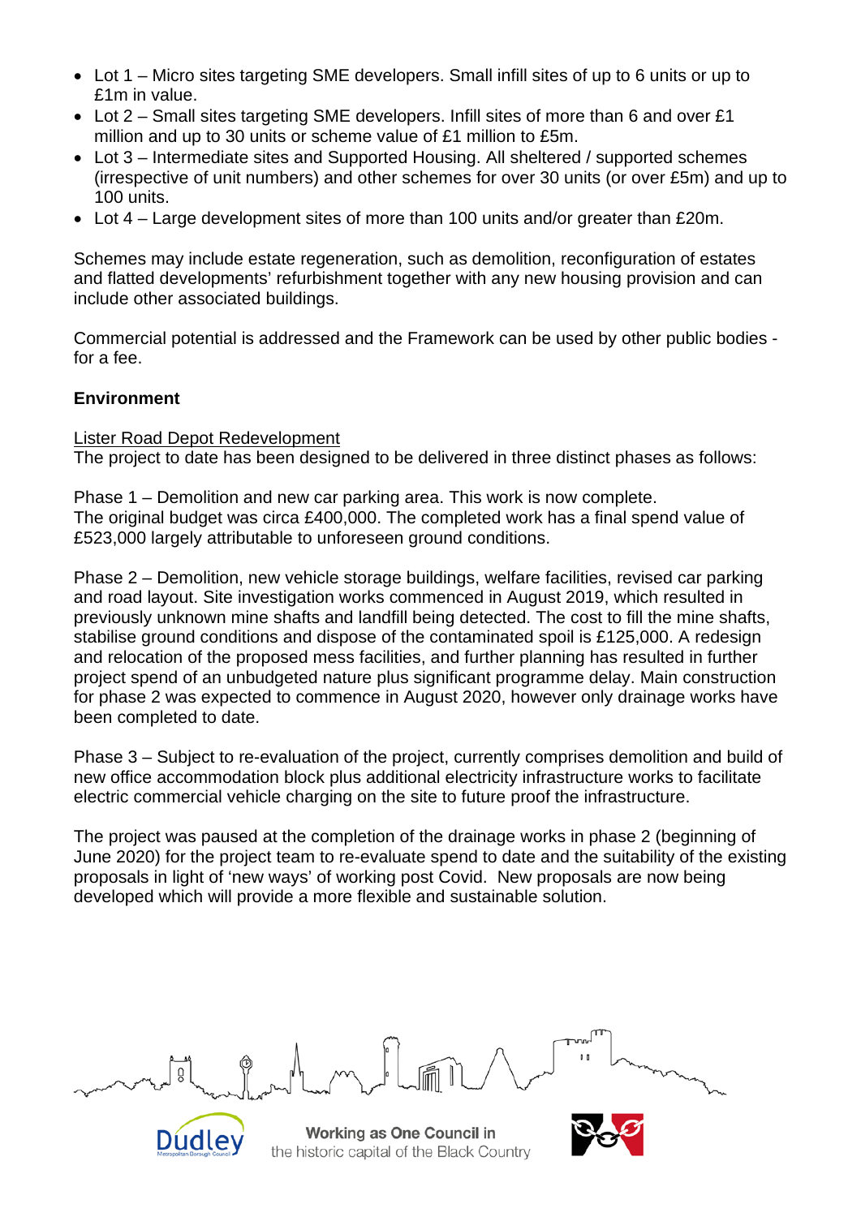- Lot 1 – Micro sites targeting SME developers. Small infill sites of up to 6 units or up to £1m in value.
- Lot 2 – Small sites targeting SME developers. Infill sites of more than 6 and over £1 million and up to 30 units or scheme value of £1 million to £5m.
- Lot 3 – Intermediate sites and Supported Housing. All sheltered / supported schemes (irrespective of unit numbers) and other schemes for over 30 units (or over £5m) and up to 100 units.
- Lot 4 – Large development sites of more than 100 units and/or greater than £20m.

Schemes may include estate regeneration, such as demolition, reconfiguration of estates and flatted developments' refurbishment together with any new housing provision and can include other associated buildings.

Commercial potential is addressed and the Framework can be used by other public bodies - for a fee.

**Environment**

<u>Lister Road Depot Redevelopment</u>
The project to date has been designed to be delivered in three distinct phases as follows:

Phase 1 – Demolition and new car parking area. This work is now complete.
The original budget was circa £400,000. The completed work has a final spend value of £523,000 largely attributable to unforeseen ground conditions.

Phase 2 – Demolition, new vehicle storage buildings, welfare facilities, revised car parking and road layout. Site investigation works commenced in August 2019, which resulted in previously unknown mine shafts and landfill being detected. The cost to fill the mine shafts, stabilise ground conditions and dispose of the contaminated spoil is £125,000. A redesign and relocation of the proposed mess facilities, and further planning has resulted in further project spend of an unbudgeted nature plus significant programme delay. Main construction for phase 2 was expected to commence in August 2020, however only drainage works have been completed to date.

Phase 3 – Subject to re-evaluation of the project, currently comprises demolition and build of new office accommodation block plus additional electricity infrastructure works to facilitate electric commercial vehicle charging on the site to future proof the infrastructure.

The project was paused at the completion of the drainage works in phase 2 (beginning of June 2020) for the project team to re-evaluate spend to date and the suitability of the existing proposals in light of 'new ways' of working post Covid. New proposals are now being developed which will provide a more flexible and sustainable solution.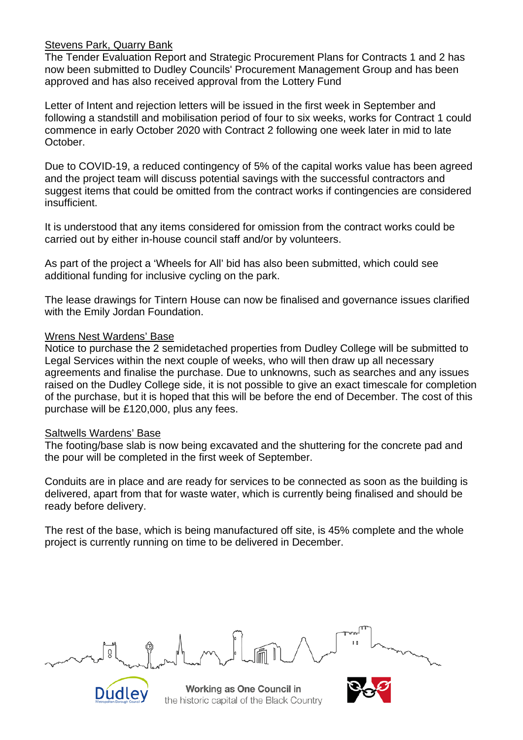<u>Stevens Park, Quarry Bank</u>

The Tender Evaluation Report and Strategic Procurement Plans for Contracts 1 and 2 has now been submitted to Dudley Councils' Procurement Management Group and has been approved and has also received approval from the Lottery Fund

Letter of Intent and rejection letters will be issued in the first week in September and following a standstill and mobilisation period of four to six weeks, works for Contract 1 could commence in early October 2020 with Contract 2 following one week later in mid to late October.

Due to COVID-19, a reduced contingency of 5% of the capital works value has been agreed and the project team will discuss potential savings with the successful contractors and suggest items that could be omitted from the contract works if contingencies are considered insufficient.

It is understood that any items considered for omission from the contract works could be carried out by either in-house council staff and/or by volunteers.

As part of the project a 'Wheels for All' bid has also been submitted, which could see additional funding for inclusive cycling on the park.

The lease drawings for Tintern House can now be finalised and governance issues clarified with the Emily Jordan Foundation.

<u>Wrens Nest Wardens' Base</u>

Notice to purchase the 2 semidetached properties from Dudley College will be submitted to Legal Services within the next couple of weeks, who will then draw up all necessary agreements and finalise the purchase. Due to unknowns, such as searches and any issues raised on the Dudley College side, it is not possible to give an exact timescale for completion of the purchase, but it is hoped that this will be before the end of December. The cost of this purchase will be £120,000, plus any fees.

<u>Saltwells Wardens' Base</u>

The footing/base slab is now being excavated and the shuttering for the concrete pad and the pour will be completed in the first week of September.

Conduits are in place and are ready for services to be connected as soon as the building is delivered, apart from that for waste water, which is currently being finalised and should be ready before delivery.

The rest of the base, which is being manufactured off site, is 45% complete and the whole project is currently running on time to be delivered in December.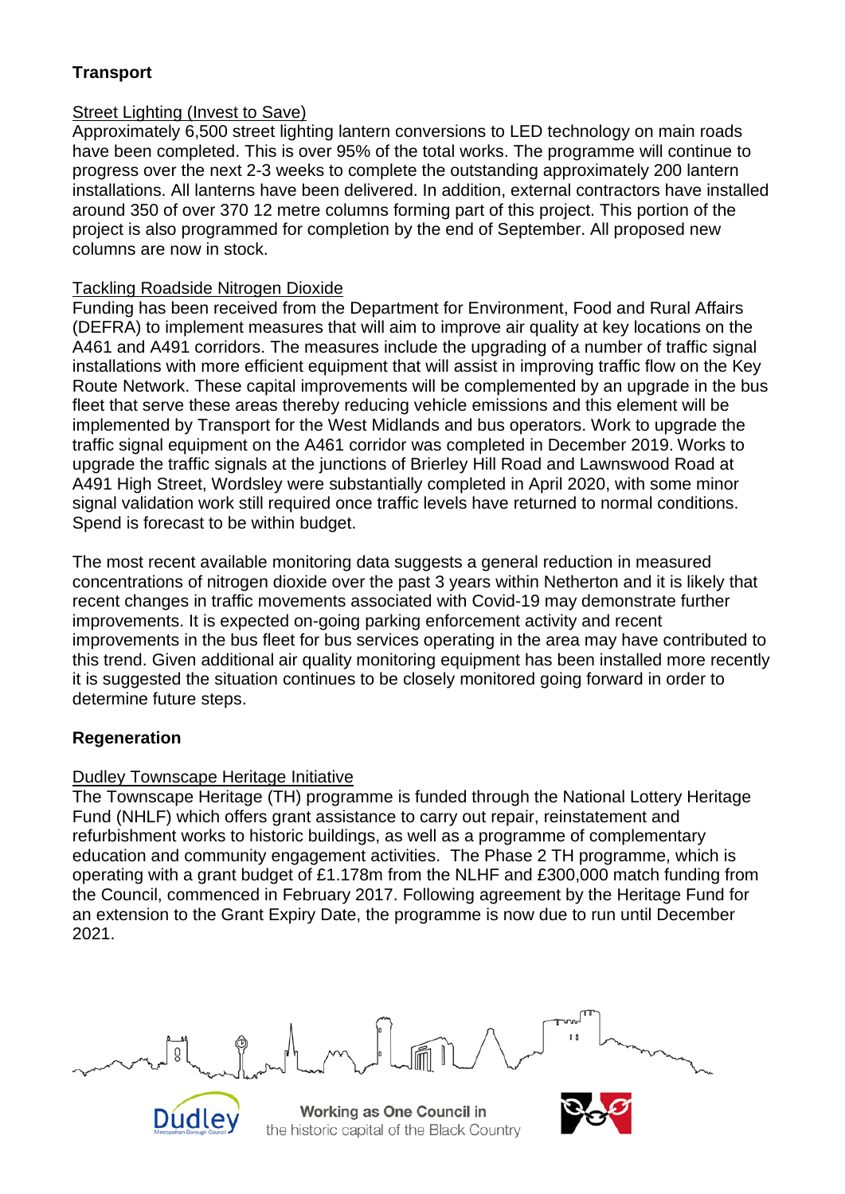## Transport

### Street Lighting (Invest to Save)

Approximately 6,500 street lighting lantern conversions to LED technology on main roads have been completed. This is over 95% of the total works. The programme will continue to progress over the next 2-3 weeks to complete the outstanding approximately 200 lantern installations. All lanterns have been delivered. In addition, external contractors have installed around 350 of over 370 12 metre columns forming part of this project. This portion of the project is also programmed for completion by the end of September. All proposed new columns are now in stock.

### Tackling Roadside Nitrogen Dioxide

Funding has been received from the Department for Environment, Food and Rural Affairs (DEFRA) to implement measures that will aim to improve air quality at key locations on the A461 and A491 corridors. The measures include the upgrading of a number of traffic signal installations with more efficient equipment that will assist in improving traffic flow on the Key Route Network. These capital improvements will be complemented by an upgrade in the bus fleet that serve these areas thereby reducing vehicle emissions and this element will be implemented by Transport for the West Midlands and bus operators. Work to upgrade the traffic signal equipment on the A461 corridor was completed in December 2019. Works to upgrade the traffic signals at the junctions of Brierley Hill Road and Lawnswood Road at A491 High Street, Wordsley were substantially completed in April 2020, with some minor signal validation work still required once traffic levels have returned to normal conditions. Spend is forecast to be within budget.

The most recent available monitoring data suggests a general reduction in measured concentrations of nitrogen dioxide over the past 3 years within Netherton and it is likely that recent changes in traffic movements associated with Covid-19 may demonstrate further improvements. It is expected on-going parking enforcement activity and recent improvements in the bus fleet for bus services operating in the area may have contributed to this trend. Given additional air quality monitoring equipment has been installed more recently it is suggested the situation continues to be closely monitored going forward in order to determine future steps.

## Regeneration

### Dudley Townscape Heritage Initiative

The Townscape Heritage (TH) programme is funded through the National Lottery Heritage Fund (NHLF) which offers grant assistance to carry out repair, reinstatement and refurbishment works to historic buildings, as well as a programme of complementary education and community engagement activities. The Phase 2 TH programme, which is operating with a grant budget of £1.178m from the NLHF and £300,000 match funding from the Council, commenced in February 2017. Following agreement by the Heritage Fund for an extension to the Grant Expiry Date, the programme is now due to run until December 2021.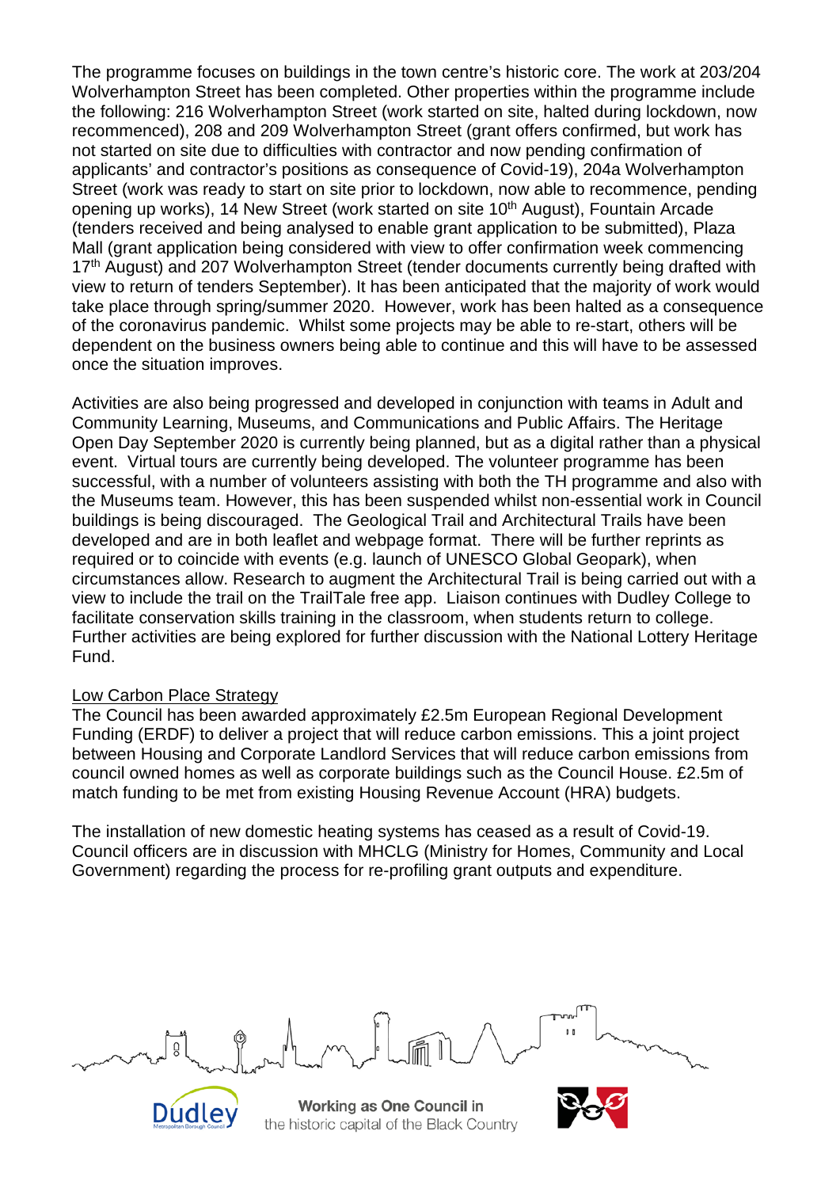The programme focuses on buildings in the town centre's historic core. The work at 203/204 Wolverhampton Street has been completed. Other properties within the programme include the following: 216 Wolverhampton Street (work started on site, halted during lockdown, now recommenced), 208 and 209 Wolverhampton Street (grant offers confirmed, but work has not started on site due to difficulties with contractor and now pending confirmation of applicants' and contractor's positions as consequence of Covid-19), 204a Wolverhampton Street (work was ready to start on site prior to lockdown, now able to recommence, pending opening up works), 14 New Street (work started on site 10th August), Fountain Arcade (tenders received and being analysed to enable grant application to be submitted), Plaza Mall (grant application being considered with view to offer confirmation week commencing 17th August) and 207 Wolverhampton Street (tender documents currently being drafted with view to return of tenders September). It has been anticipated that the majority of work would take place through spring/summer 2020. However, work has been halted as a consequence of the coronavirus pandemic. Whilst some projects may be able to re-start, others will be dependent on the business owners being able to continue and this will have to be assessed once the situation improves.

Activities are also being progressed and developed in conjunction with teams in Adult and Community Learning, Museums, and Communications and Public Affairs. The Heritage Open Day September 2020 is currently being planned, but as a digital rather than a physical event. Virtual tours are currently being developed. The volunteer programme has been successful, with a number of volunteers assisting with both the TH programme and also with the Museums team. However, this has been suspended whilst non-essential work in Council buildings is being discouraged. The Geological Trail and Architectural Trails have been developed and are in both leaflet and webpage format. There will be further reprints as required or to coincide with events (e.g. launch of UNESCO Global Geopark), when circumstances allow. Research to augment the Architectural Trail is being carried out with a view to include the trail on the TrailTale free app. Liaison continues with Dudley College to facilitate conservation skills training in the classroom, when students return to college. Further activities are being explored for further discussion with the National Lottery Heritage Fund.

Low Carbon Place Strategy

The Council has been awarded approximately £2.5m European Regional Development Funding (ERDF) to deliver a project that will reduce carbon emissions. This a joint project between Housing and Corporate Landlord Services that will reduce carbon emissions from council owned homes as well as corporate buildings such as the Council House. £2.5m of match funding to be met from existing Housing Revenue Account (HRA) budgets.

The installation of new domestic heating systems has ceased as a result of Covid-19. Council officers are in discussion with MHCLG (Ministry for Homes, Community and Local Government) regarding the process for re-profiling grant outputs and expenditure.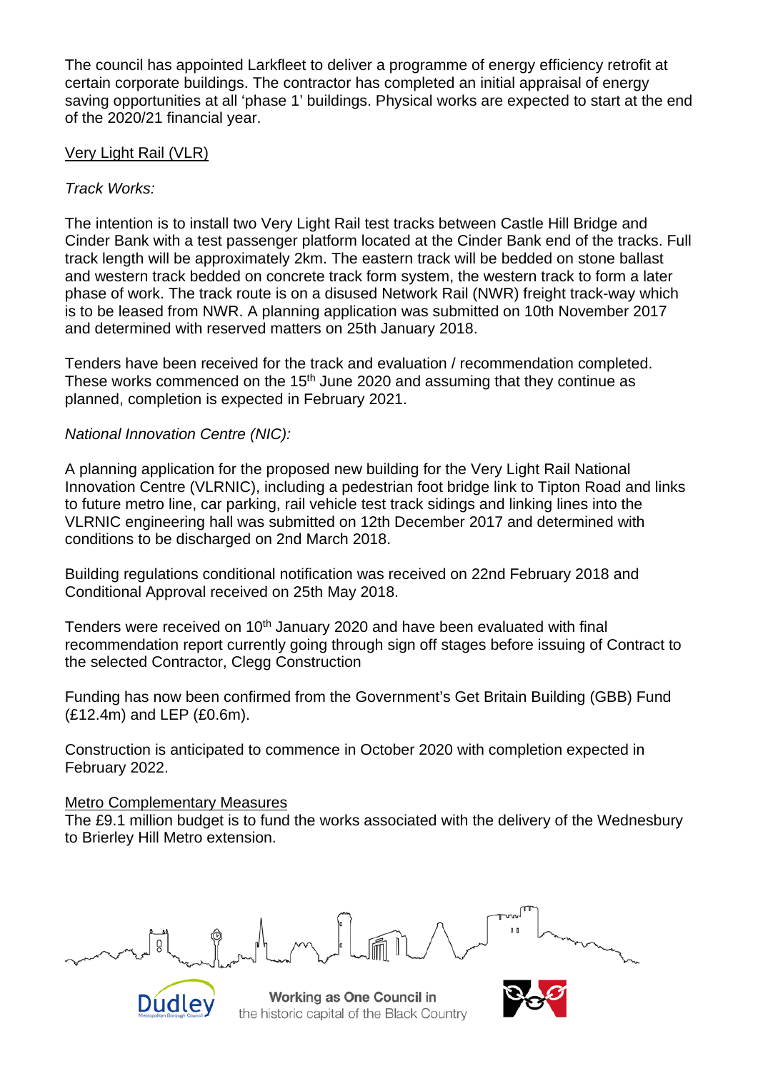The council has appointed Larkfleet to deliver a programme of energy efficiency retrofit at certain corporate buildings. The contractor has completed an initial appraisal of energy saving opportunities at all 'phase 1' buildings. Physical works are expected to start at the end of the 2020/21 financial year.

Very Light Rail (VLR)

*Track Works:*

The intention is to install two Very Light Rail test tracks between Castle Hill Bridge and Cinder Bank with a test passenger platform located at the Cinder Bank end of the tracks. Full track length will be approximately 2km. The eastern track will be bedded on stone ballast and western track bedded on concrete track form system, the western track to form a later phase of work. The track route is on a disused Network Rail (NWR) freight track-way which is to be leased from NWR. A planning application was submitted on 10th November 2017 and determined with reserved matters on 25th January 2018.

Tenders have been received for the track and evaluation / recommendation completed. These works commenced on the 15th June 2020 and assuming that they continue as planned, completion is expected in February 2021.

*National Innovation Centre (NIC):*

A planning application for the proposed new building for the Very Light Rail National Innovation Centre (VLRNIC), including a pedestrian foot bridge link to Tipton Road and links to future metro line, car parking, rail vehicle test track sidings and linking lines into the VLRNIC engineering hall was submitted on 12th December 2017 and determined with conditions to be discharged on 2nd March 2018.

Building regulations conditional notification was received on 22nd February 2018 and Conditional Approval received on 25th May 2018.

Tenders were received on 10th January 2020 and have been evaluated with final recommendation report currently going through sign off stages before issuing of Contract to the selected Contractor, Clegg Construction

Funding has now been confirmed from the Government's Get Britain Building (GBB) Fund (£12.4m) and LEP (£0.6m).

Construction is anticipated to commence in October 2020 with completion expected in February 2022.

Metro Complementary Measures

The £9.1 million budget is to fund the works associated with the delivery of the Wednesbury to Brierley Hill Metro extension.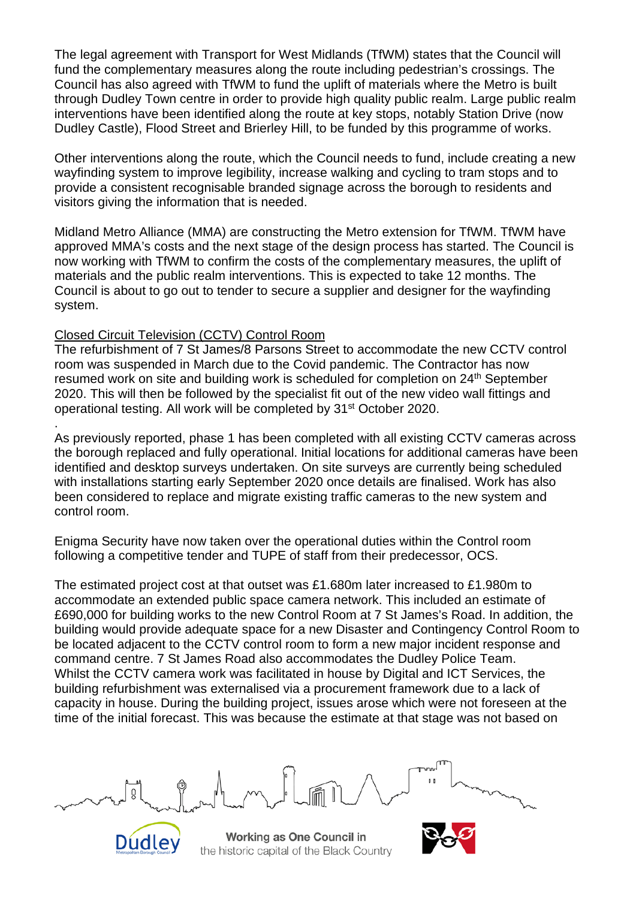The legal agreement with Transport for West Midlands (TfWM) states that the Council will fund the complementary measures along the route including pedestrian's crossings. The Council has also agreed with TfWM to fund the uplift of materials where the Metro is built through Dudley Town centre in order to provide high quality public realm. Large public realm interventions have been identified along the route at key stops, notably Station Drive (now Dudley Castle), Flood Street and Brierley Hill, to be funded by this programme of works.

Other interventions along the route, which the Council needs to fund, include creating a new wayfinding system to improve legibility, increase walking and cycling to tram stops and to provide a consistent recognisable branded signage across the borough to residents and visitors giving the information that is needed.

Midland Metro Alliance (MMA) are constructing the Metro extension for TfWM. TfWM have approved MMA's costs and the next stage of the design process has started. The Council is now working with TfWM to confirm the costs of the complementary measures, the uplift of materials and the public realm interventions. This is expected to take 12 months. The Council is about to go out to tender to secure a supplier and designer for the wayfinding system.

<u>Closed Circuit Television (CCTV) Control Room</u>
The refurbishment of 7 St James/8 Parsons Street to accommodate the new CCTV control room was suspended in March due to the Covid pandemic. The Contractor has now resumed work on site and building work is scheduled for completion on 24th September 2020. This will then be followed by the specialist fit out of the new video wall fittings and operational testing. All work will be completed by 31st October 2020.

.
As previously reported, phase 1 has been completed with all existing CCTV cameras across the borough replaced and fully operational. Initial locations for additional cameras have been identified and desktop surveys undertaken. On site surveys are currently being scheduled with installations starting early September 2020 once details are finalised. Work has also been considered to replace and migrate existing traffic cameras to the new system and control room.

Enigma Security have now taken over the operational duties within the Control room following a competitive tender and TUPE of staff from their predecessor, OCS.

The estimated project cost at that outset was £1.680m later increased to £1.980m to accommodate an extended public space camera network. This included an estimate of £690,000 for building works to the new Control Room at 7 St James's Road. In addition, the building would provide adequate space for a new Disaster and Contingency Control Room to be located adjacent to the CCTV control room to form a new major incident response and command centre. 7 St James Road also accommodates the Dudley Police Team. Whilst the CCTV camera work was facilitated in house by Digital and ICT Services, the building refurbishment was externalised via a procurement framework due to a lack of capacity in house. During the building project, issues arose which were not foreseen at the time of the initial forecast. This was because the estimate at that stage was not based on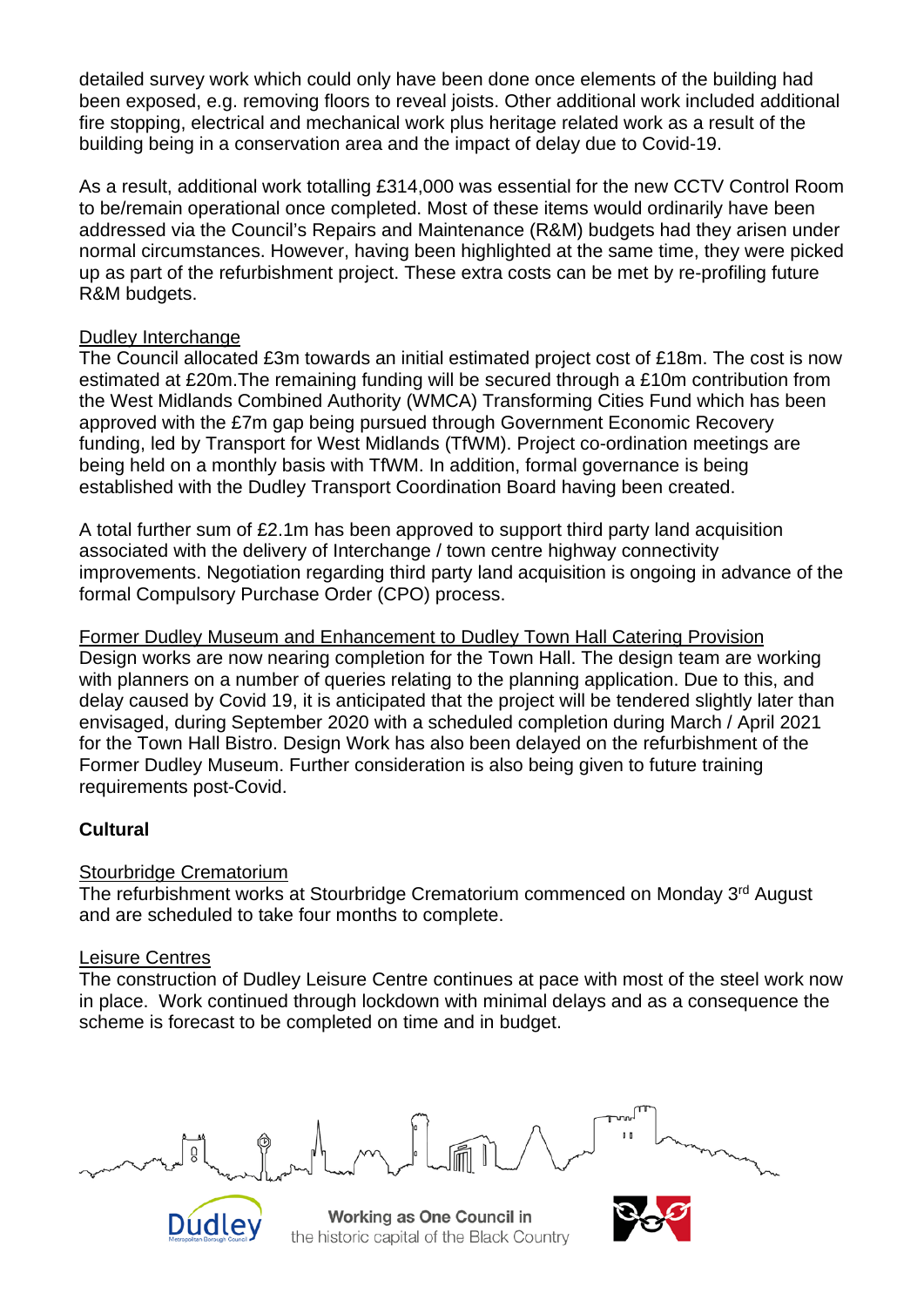detailed survey work which could only have been done once elements of the building had been exposed, e.g. removing floors to reveal joists. Other additional work included additional fire stopping, electrical and mechanical work plus heritage related work as a result of the building being in a conservation area and the impact of delay due to Covid-19.

As a result, additional work totalling £314,000 was essential for the new CCTV Control Room to be/remain operational once completed. Most of these items would ordinarily have been addressed via the Council's Repairs and Maintenance (R&M) budgets had they arisen under normal circumstances. However, having been highlighted at the same time, they were picked up as part of the refurbishment project. These extra costs can be met by re-profiling future R&M budgets.

<u>Dudley Interchange</u>
The Council allocated £3m towards an initial estimated project cost of £18m. The cost is now estimated at £20m.The remaining funding will be secured through a £10m contribution from the West Midlands Combined Authority (WMCA) Transforming Cities Fund which has been approved with the £7m gap being pursued through Government Economic Recovery funding, led by Transport for West Midlands (TfWM). Project co-ordination meetings are being held on a monthly basis with TfWM. In addition, formal governance is being established with the Dudley Transport Coordination Board having been created.

A total further sum of £2.1m has been approved to support third party land acquisition associated with the delivery of Interchange / town centre highway connectivity improvements. Negotiation regarding third party land acquisition is ongoing in advance of the formal Compulsory Purchase Order (CPO) process.

<u>Former Dudley Museum and Enhancement to Dudley Town Hall Catering Provision</u>
Design works are now nearing completion for the Town Hall. The design team are working with planners on a number of queries relating to the planning application. Due to this, and delay caused by Covid 19, it is anticipated that the project will be tendered slightly later than envisaged, during September 2020 with a scheduled completion during March / April 2021 for the Town Hall Bistro. Design Work has also been delayed on the refurbishment of the Former Dudley Museum. Further consideration is also being given to future training requirements post-Covid.

**Cultural**

<u>Stourbridge Crematorium</u>
The refurbishment works at Stourbridge Crematorium commenced on Monday 3rd August and are scheduled to take four months to complete.

<u>Leisure Centres</u>
The construction of Dudley Leisure Centre continues at pace with most of the steel work now in place. Work continued through lockdown with minimal delays and as a consequence the scheme is forecast to be completed on time and in budget.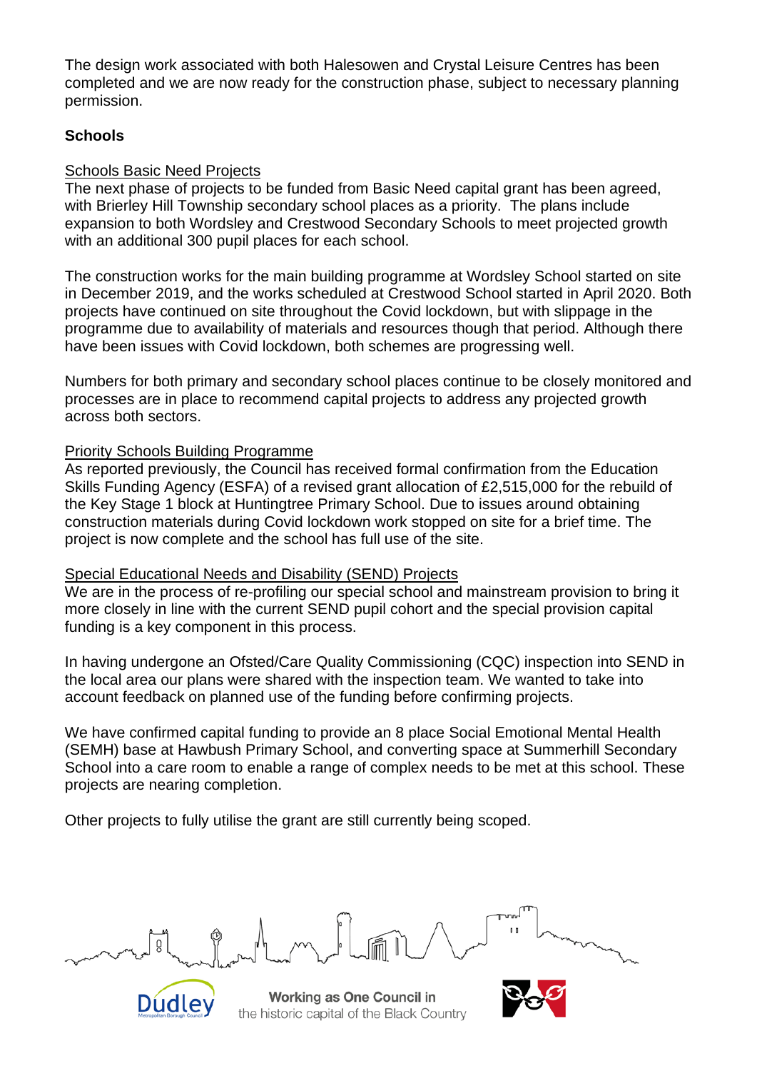The design work associated with both Halesowen and Crystal Leisure Centres has been completed and we are now ready for the construction phase, subject to necessary planning permission.

**Schools**

Schools Basic Need Projects

The next phase of projects to be funded from Basic Need capital grant has been agreed, with Brierley Hill Township secondary school places as a priority. The plans include expansion to both Wordsley and Crestwood Secondary Schools to meet projected growth with an additional 300 pupil places for each school.

The construction works for the main building programme at Wordsley School started on site in December 2019, and the works scheduled at Crestwood School started in April 2020. Both projects have continued on site throughout the Covid lockdown, but with slippage in the programme due to availability of materials and resources though that period. Although there have been issues with Covid lockdown, both schemes are progressing well.

Numbers for both primary and secondary school places continue to be closely monitored and processes are in place to recommend capital projects to address any projected growth across both sectors.

Priority Schools Building Programme

As reported previously, the Council has received formal confirmation from the Education Skills Funding Agency (ESFA) of a revised grant allocation of £2,515,000 for the rebuild of the Key Stage 1 block at Huntingtree Primary School. Due to issues around obtaining construction materials during Covid lockdown work stopped on site for a brief time. The project is now complete and the school has full use of the site.

Special Educational Needs and Disability (SEND) Projects

We are in the process of re-profiling our special school and mainstream provision to bring it more closely in line with the current SEND pupil cohort and the special provision capital funding is a key component in this process.

In having undergone an Ofsted/Care Quality Commissioning (CQC) inspection into SEND in the local area our plans were shared with the inspection team. We wanted to take into account feedback on planned use of the funding before confirming projects.

We have confirmed capital funding to provide an 8 place Social Emotional Mental Health (SEMH) base at Hawbush Primary School, and converting space at Summerhill Secondary School into a care room to enable a range of complex needs to be met at this school. These projects are nearing completion.

Other projects to fully utilise the grant are still currently being scoped.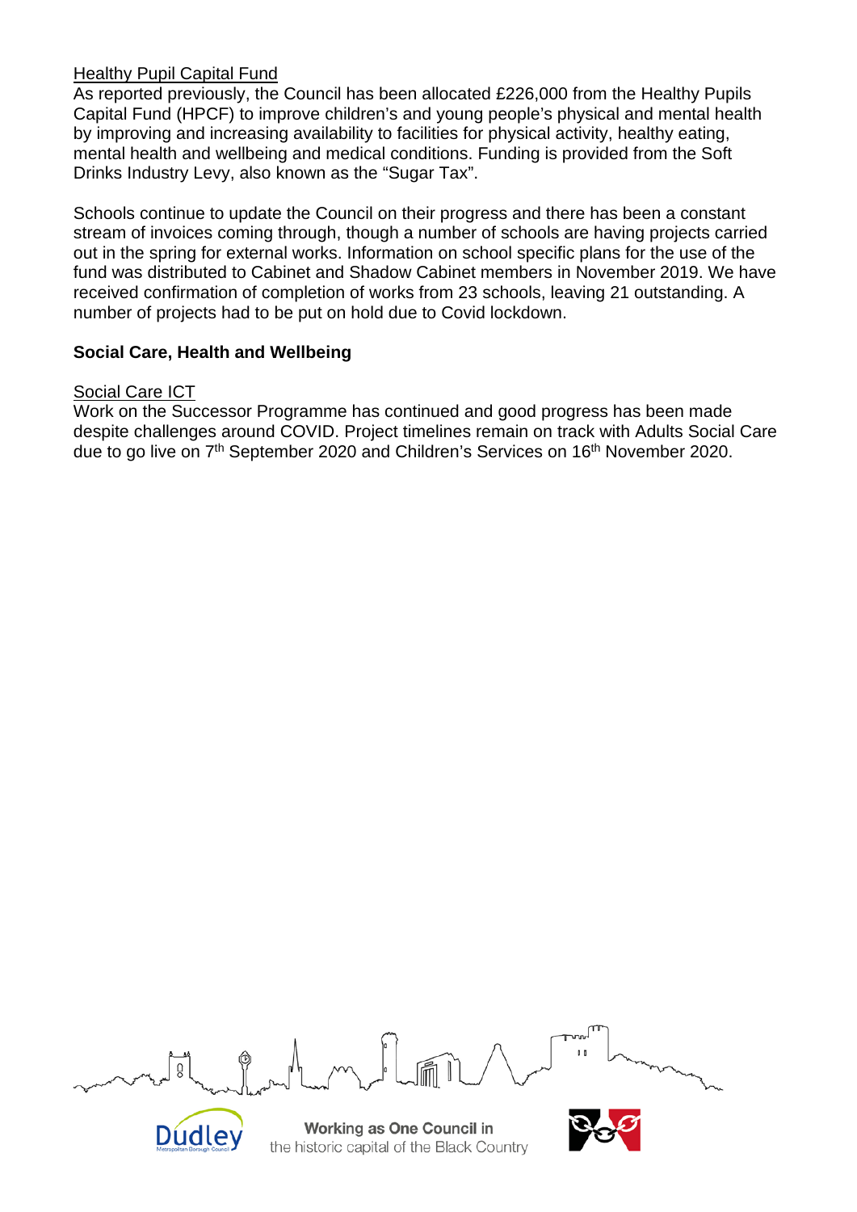Healthy Pupil Capital Fund

As reported previously, the Council has been allocated £226,000 from the Healthy Pupils Capital Fund (HPCF) to improve children's and young people's physical and mental health by improving and increasing availability to facilities for physical activity, healthy eating, mental health and wellbeing and medical conditions. Funding is provided from the Soft Drinks Industry Levy, also known as the "Sugar Tax".

Schools continue to update the Council on their progress and there has been a constant stream of invoices coming through, though a number of schools are having projects carried out in the spring for external works. Information on school specific plans for the use of the fund was distributed to Cabinet and Shadow Cabinet members in November 2019. We have received confirmation of completion of works from 23 schools, leaving 21 outstanding. A number of projects had to be put on hold due to Covid lockdown.

**Social Care, Health and Wellbeing**

Social Care ICT

Work on the Successor Programme has continued and good progress has been made despite challenges around COVID. Project timelines remain on track with Adults Social Care due to go live on 7th September 2020 and Children's Services on 16th November 2020.